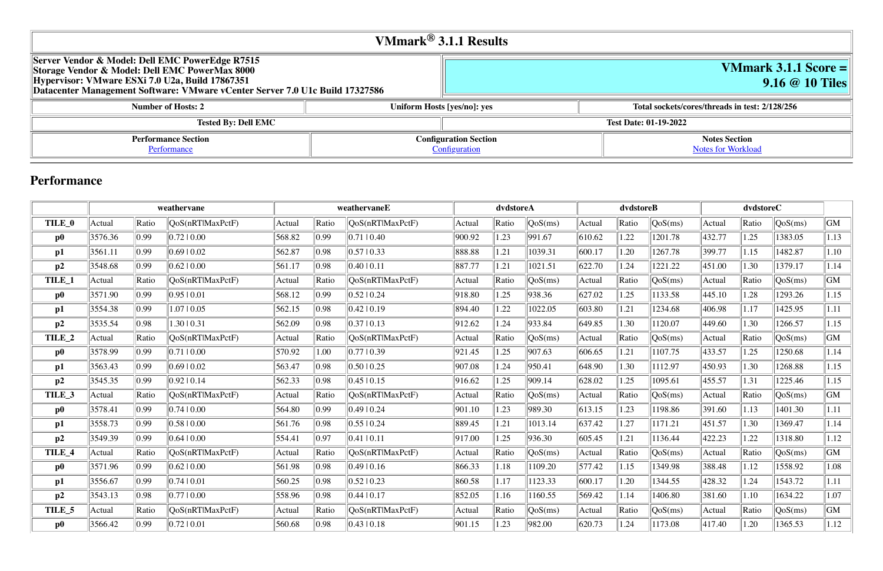# VMmark® 3.1.1 Results

| Server Vendor & Model: Dell EMC PowerEdge R7515<br>Storage Vendor & Model: Dell EMC PowerMax 8000<br>Hypervisor: VMware ESXi 7.0 U2a, Build 17867351<br>Datacenter Management Software: VMware vCenter Server 7.0 U1c Build 17327586 | VMmark 3.1.1 Score = 9.16 @ 10 Tiles |
|---|---|

| Number of Hosts: 2 | Uniform Hosts [yes/no]: yes | Total sockets/cores/threads in test: 2/128/256 |
|---|---|---|

| Tested By: Dell EMC | Test Date: 01-19-2022 |
|---|---|

| Performance Section | Configuration Section | Notes Section |
|---|---|---|
| Performance | Configuration | Notes for Workload |

## Performance

| | weathervane | | | weathervaneE | | | dvdstoreA | | | dvdstoreB | | | dvdstoreC | | | |
|---|---|---|---|---|---|---|---|---|---|---|---|---|---|---|---|---|
| **TILE_0** | Actual | Ratio | QoS(nRT\|MaxPctF) | Actual | Ratio | QoS(nRT\|MaxPctF) | Actual | Ratio | QoS(ms) | Actual | Ratio | QoS(ms) | Actual | Ratio | QoS(ms) | GM |
| **p0** | 3576.36 | 0.99 | 0.72 \| 0.00 | 568.82 | 0.99 | 0.71 \| 0.40 | 900.92 | 1.23 | 991.67 | 610.62 | 1.22 | 1201.78 | 432.77 | 1.25 | 1383.05 | 1.13 |
| **p1** | 3561.11 | 0.99 | 0.69 \| 0.02 | 562.87 | 0.98 | 0.57 \| 0.33 | 888.88 | 1.21 | 1039.31 | 600.17 | 1.20 | 1267.78 | 399.77 | 1.15 | 1482.87 | 1.10 |
| **p2** | 3548.68 | 0.99 | 0.62 \| 0.00 | 561.17 | 0.98 | 0.40 \| 0.11 | 887.77 | 1.21 | 1021.51 | 622.70 | 1.24 | 1221.22 | 451.00 | 1.30 | 1379.17 | 1.14 |
| **TILE_1** | Actual | Ratio | QoS(nRT\|MaxPctF) | Actual | Ratio | QoS(nRT\|MaxPctF) | Actual | Ratio | QoS(ms) | Actual | Ratio | QoS(ms) | Actual | Ratio | QoS(ms) | GM |
| **p0** | 3571.90 | 0.99 | 0.95 \| 0.01 | 568.12 | 0.99 | 0.52 \| 0.24 | 918.80 | 1.25 | 938.36 | 627.02 | 1.25 | 1133.58 | 445.10 | 1.28 | 1293.26 | 1.15 |
| **p1** | 3554.38 | 0.99 | 1.07 \| 0.05 | 562.15 | 0.98 | 0.42 \| 0.19 | 894.40 | 1.22 | 1022.05 | 603.80 | 1.21 | 1234.68 | 406.98 | 1.17 | 1425.95 | 1.11 |
| **p2** | 3535.54 | 0.98 | 1.30 \| 0.31 | 562.09 | 0.98 | 0.37 \| 0.13 | 912.62 | 1.24 | 933.84 | 649.85 | 1.30 | 1120.07 | 449.60 | 1.30 | 1266.57 | 1.15 |
| **TILE_2** | Actual | Ratio | QoS(nRT\|MaxPctF) | Actual | Ratio | QoS(nRT\|MaxPctF) | Actual | Ratio | QoS(ms) | Actual | Ratio | QoS(ms) | Actual | Ratio | QoS(ms) | GM |
| **p0** | 3578.99 | 0.99 | 0.71 \| 0.00 | 570.92 | 1.00 | 0.77 \| 0.39 | 921.45 | 1.25 | 907.63 | 606.65 | 1.21 | 1107.75 | 433.57 | 1.25 | 1250.68 | 1.14 |
| **p1** | 3563.43 | 0.99 | 0.69 \| 0.02 | 563.47 | 0.98 | 0.50 \| 0.25 | 907.08 | 1.24 | 950.41 | 648.90 | 1.30 | 1112.97 | 450.93 | 1.30 | 1268.88 | 1.15 |
| **p2** | 3545.35 | 0.99 | 0.92 \| 0.14 | 562.33 | 0.98 | 0.45 \| 0.15 | 916.62 | 1.25 | 909.14 | 628.02 | 1.25 | 1095.61 | 455.57 | 1.31 | 1225.46 | 1.15 |
| **TILE_3** | Actual | Ratio | QoS(nRT\|MaxPctF) | Actual | Ratio | QoS(nRT\|MaxPctF) | Actual | Ratio | QoS(ms) | Actual | Ratio | QoS(ms) | Actual | Ratio | QoS(ms) | GM |
| **p0** | 3578.41 | 0.99 | 0.74 \| 0.00 | 564.80 | 0.99 | 0.49 \| 0.24 | 901.10 | 1.23 | 989.30 | 613.15 | 1.23 | 1198.86 | 391.60 | 1.13 | 1401.30 | 1.11 |
| **p1** | 3558.73 | 0.99 | 0.58 \| 0.00 | 561.76 | 0.98 | 0.55 \| 0.24 | 889.45 | 1.21 | 1013.14 | 637.42 | 1.27 | 1171.21 | 451.57 | 1.30 | 1369.47 | 1.14 |
| **p2** | 3549.39 | 0.99 | 0.64 \| 0.00 | 554.41 | 0.97 | 0.41 \| 0.11 | 917.00 | 1.25 | 936.30 | 605.45 | 1.21 | 1136.44 | 422.23 | 1.22 | 1318.80 | 1.12 |
| **TILE_4** | Actual | Ratio | QoS(nRT\|MaxPctF) | Actual | Ratio | QoS(nRT\|MaxPctF) | Actual | Ratio | QoS(ms) | Actual | Ratio | QoS(ms) | Actual | Ratio | QoS(ms) | GM |
| **p0** | 3571.96 | 0.99 | 0.62 \| 0.00 | 561.98 | 0.98 | 0.49 \| 0.16 | 866.33 | 1.18 | 1109.20 | 577.42 | 1.15 | 1349.98 | 388.48 | 1.12 | 1558.92 | 1.08 |
| **p1** | 3556.67 | 0.99 | 0.74 \| 0.01 | 560.25 | 0.98 | 0.52 \| 0.23 | 860.58 | 1.17 | 1123.33 | 600.17 | 1.20 | 1344.55 | 428.32 | 1.24 | 1543.72 | 1.11 |
| **p2** | 3543.13 | 0.98 | 0.77 \| 0.00 | 558.96 | 0.98 | 0.44 \| 0.17 | 852.05 | 1.16 | 1160.55 | 569.42 | 1.14 | 1406.80 | 381.60 | 1.10 | 1634.22 | 1.07 |
| **TILE_5** | Actual | Ratio | QoS(nRT\|MaxPctF) | Actual | Ratio | QoS(nRT\|MaxPctF) | Actual | Ratio | QoS(ms) | Actual | Ratio | QoS(ms) | Actual | Ratio | QoS(ms) | GM |
| **p0** | 3566.42 | 0.99 | 0.72 \| 0.01 | 560.68 | 0.98 | 0.43 \| 0.18 | 901.15 | 1.23 | 982.00 | 620.73 | 1.24 | 1173.08 | 417.40 | 1.20 | 1365.53 | 1.12 |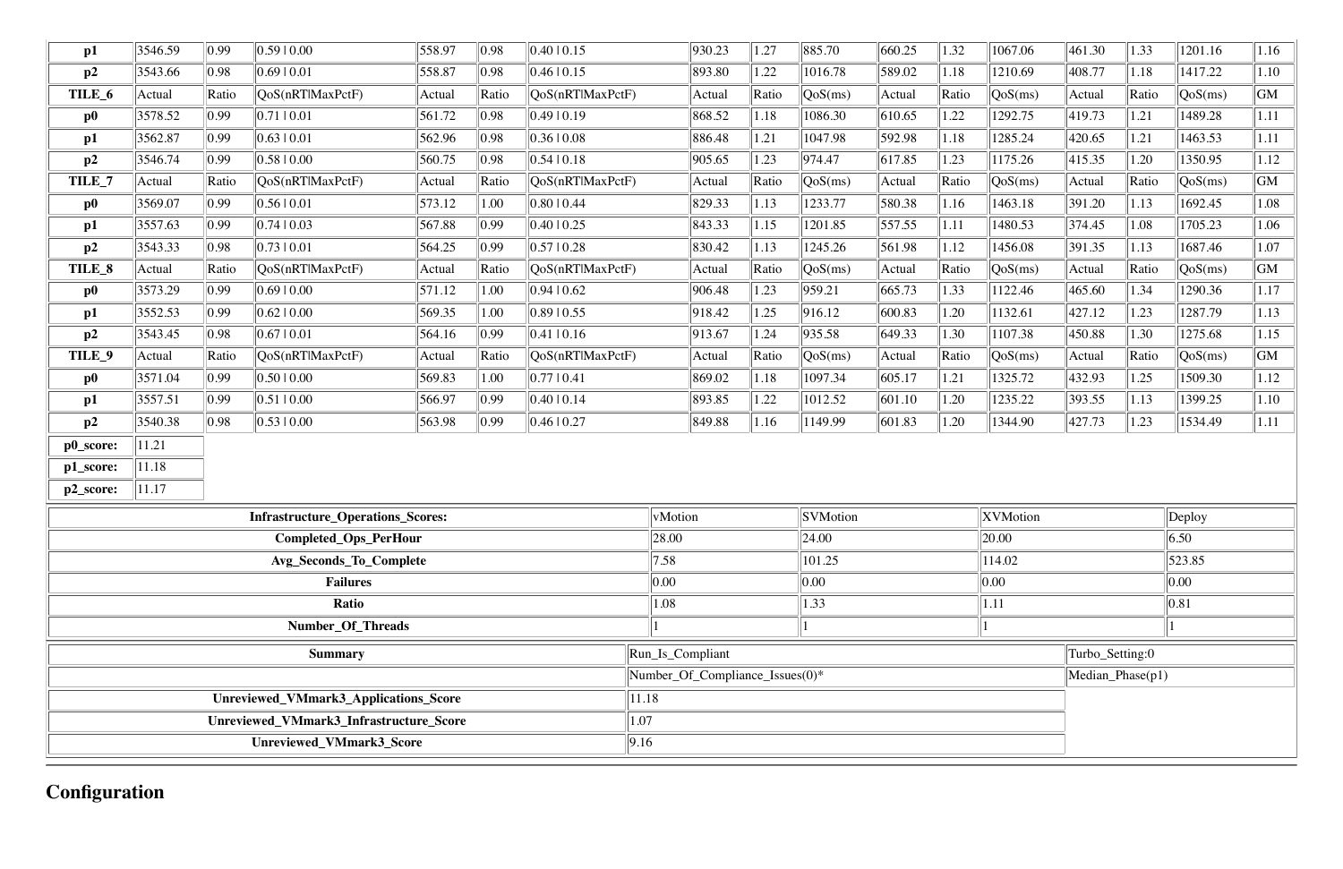| | | | | | | | | | | | | | | | | | |
|---|---|---|---|---|---|---|---|---|---|---|---|---|---|---|---|---|---|
| **p1** | 3546.59 | 0.99 | 0.59 \| 0.00 | 558.97 | 0.98 | 0.40 \| 0.15 | 930.23 | 1.27 | 885.70 | 660.25 | 1.32 | 1067.06 | 461.30 | 1.33 | 1201.16 | 1.16 |
| **p2** | 3543.66 | 0.98 | 0.69 \| 0.01 | 558.87 | 0.98 | 0.46 \| 0.15 | 893.80 | 1.22 | 1016.78 | 589.02 | 1.18 | 1210.69 | 408.77 | 1.18 | 1417.22 | 1.10 |
| **TILE_6** | Actual | Ratio | QoS(nRT\|MaxPctF) | Actual | Ratio | QoS(nRT\|MaxPctF) | Actual | Ratio | QoS(ms) | Actual | Ratio | QoS(ms) | Actual | Ratio | QoS(ms) | GM |
| **p0** | 3578.52 | 0.99 | 0.71 \| 0.01 | 561.72 | 0.98 | 0.49 \| 0.19 | 868.52 | 1.18 | 1086.30 | 610.65 | 1.22 | 1292.75 | 419.73 | 1.21 | 1489.28 | 1.11 |
| **p1** | 3562.87 | 0.99 | 0.63 \| 0.01 | 562.96 | 0.98 | 0.36 \| 0.08 | 886.48 | 1.21 | 1047.98 | 592.98 | 1.18 | 1285.24 | 420.65 | 1.21 | 1463.53 | 1.11 |
| **p2** | 3546.74 | 0.99 | 0.58 \| 0.00 | 560.75 | 0.98 | 0.54 \| 0.18 | 905.65 | 1.23 | 974.47 | 617.85 | 1.23 | 1175.26 | 415.35 | 1.20 | 1350.95 | 1.12 |
| **TILE_7** | Actual | Ratio | QoS(nRT\|MaxPctF) | Actual | Ratio | QoS(nRT\|MaxPctF) | Actual | Ratio | QoS(ms) | Actual | Ratio | QoS(ms) | Actual | Ratio | QoS(ms) | GM |
| **p0** | 3569.07 | 0.99 | 0.56 \| 0.01 | 573.12 | 1.00 | 0.80 \| 0.44 | 829.33 | 1.13 | 1233.77 | 580.38 | 1.16 | 1463.18 | 391.20 | 1.13 | 1692.45 | 1.08 |
| **p1** | 3557.63 | 0.99 | 0.74 \| 0.03 | 567.88 | 0.99 | 0.40 \| 0.25 | 843.33 | 1.15 | 1201.85 | 557.55 | 1.11 | 1480.53 | 374.45 | 1.08 | 1705.23 | 1.06 |
| **p2** | 3543.33 | 0.98 | 0.73 \| 0.01 | 564.25 | 0.99 | 0.57 \| 0.28 | 830.42 | 1.13 | 1245.26 | 561.98 | 1.12 | 1456.08 | 391.35 | 1.13 | 1687.46 | 1.07 |
| **TILE_8** | Actual | Ratio | QoS(nRT\|MaxPctF) | Actual | Ratio | QoS(nRT\|MaxPctF) | Actual | Ratio | QoS(ms) | Actual | Ratio | QoS(ms) | Actual | Ratio | QoS(ms) | GM |
| **p0** | 3573.29 | 0.99 | 0.69 \| 0.00 | 571.12 | 1.00 | 0.94 \| 0.62 | 906.48 | 1.23 | 959.21 | 665.73 | 1.33 | 1122.46 | 465.60 | 1.34 | 1290.36 | 1.17 |
| **p1** | 3552.53 | 0.99 | 0.62 \| 0.00 | 569.35 | 1.00 | 0.89 \| 0.55 | 918.42 | 1.25 | 916.12 | 600.83 | 1.20 | 1132.61 | 427.12 | 1.23 | 1287.79 | 1.13 |
| **p2** | 3543.45 | 0.98 | 0.67 \| 0.01 | 564.16 | 0.99 | 0.41 \| 0.16 | 913.67 | 1.24 | 935.58 | 649.33 | 1.30 | 1107.38 | 450.88 | 1.30 | 1275.68 | 1.15 |
| **TILE_9** | Actual | Ratio | QoS(nRT\|MaxPctF) | Actual | Ratio | QoS(nRT\|MaxPctF) | Actual | Ratio | QoS(ms) | Actual | Ratio | QoS(ms) | Actual | Ratio | QoS(ms) | GM |
| **p0** | 3571.04 | 0.99 | 0.50 \| 0.00 | 569.83 | 1.00 | 0.77 \| 0.41 | 869.02 | 1.18 | 1097.34 | 605.17 | 1.21 | 1325.72 | 432.93 | 1.25 | 1509.30 | 1.12 |
| **p1** | 3557.51 | 0.99 | 0.51 \| 0.00 | 566.97 | 0.99 | 0.40 \| 0.14 | 893.85 | 1.22 | 1012.52 | 601.10 | 1.20 | 1235.22 | 393.55 | 1.13 | 1399.25 | 1.10 |
| **p2** | 3540.38 | 0.98 | 0.53 \| 0.00 | 563.98 | 0.99 | 0.46 \| 0.27 | 849.88 | 1.16 | 1149.99 | 601.83 | 1.20 | 1344.90 | 427.73 | 1.23 | 1534.49 | 1.11 |
| **p0_score:** | 11.21 | | | | | | | | | | | | | | | |
| **p1_score:** | 11.18 | | | | | | | | | | | | | | | |
| **p2_score:** | 11.17 | | | | | | | | | | | | | | | |

| **Infrastructure_Operations_Scores:** | vMotion | SVMotion | XVMotion | Deploy |
|---|---|---|---|---|
| **Completed_Ops_PerHour** | 28.00 | 24.00 | 20.00 | 6.50 |
| **Avg_Seconds_To_Complete** | 7.58 | 101.25 | 114.02 | 523.85 |
| **Failures** | 0.00 | 0.00 | 0.00 | 0.00 |
| **Ratio** | 1.08 | 1.33 | 1.11 | 0.81 |
| **Number_Of_Threads** | 1 | 1 | 1 | 1 |

| **Summary** | Run_Is_Compliant | Turbo_Setting:0 |
|---|---|---|
| | Number_Of_Compliance_Issues(0)* | Median_Phase(p1) |
| **Unreviewed_VMmark3_Applications_Score** | 11.18 | |
| **Unreviewed_VMmark3_Infrastructure_Score** | 1.07 | |
| **Unreviewed_VMmark3_Score** | 9.16 | |

## Configuration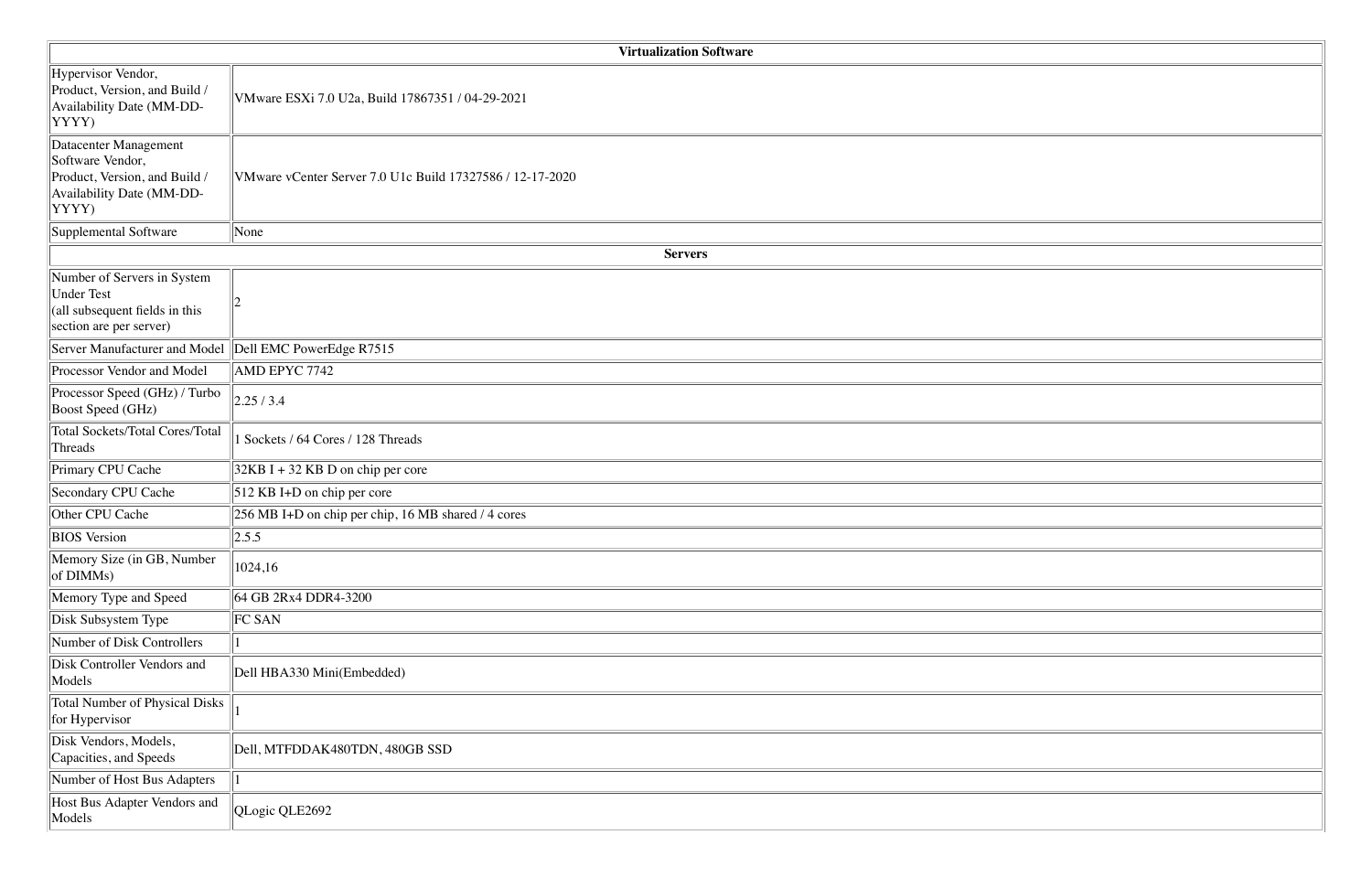| Virtualization Software | |
|---|---|
| Hypervisor Vendor, Product, Version, and Build / Availability Date (MM-DD-YYYY) | VMware ESXi 7.0 U2a, Build 17867351 / 04-29-2021 |
| Datacenter Management Software Vendor, Product, Version, and Build / Availability Date (MM-DD-YYYY) | VMware vCenter Server 7.0 U1c Build 17327586 / 12-17-2020 |
| Supplemental Software | None |
| **Servers** | |
| Number of Servers in System Under Test (all subsequent fields in this section are per server) | 2 |
| Server Manufacturer and Model | Dell EMC PowerEdge R7515 |
| Processor Vendor and Model | AMD EPYC 7742 |
| Processor Speed (GHz) / Turbo Boost Speed (GHz) | 2.25 / 3.4 |
| Total Sockets/Total Cores/Total Threads | 1 Sockets / 64 Cores / 128 Threads |
| Primary CPU Cache | 32KB I + 32 KB D on chip per core |
| Secondary CPU Cache | 512 KB I+D on chip per core |
| Other CPU Cache | 256 MB I+D on chip per chip, 16 MB shared / 4 cores |
| BIOS Version | 2.5.5 |
| Memory Size (in GB, Number of DIMMs) | 1024,16 |
| Memory Type and Speed | 64 GB 2Rx4 DDR4-3200 |
| Disk Subsystem Type | FC SAN |
| Number of Disk Controllers | 1 |
| Disk Controller Vendors and Models | Dell HBA330 Mini(Embedded) |
| Total Number of Physical Disks for Hypervisor | 1 |
| Disk Vendors, Models, Capacities, and Speeds | Dell, MTFDDAK480TDN, 480GB SSD |
| Number of Host Bus Adapters | 1 |
| Host Bus Adapter Vendors and Models | QLogic QLE2692 |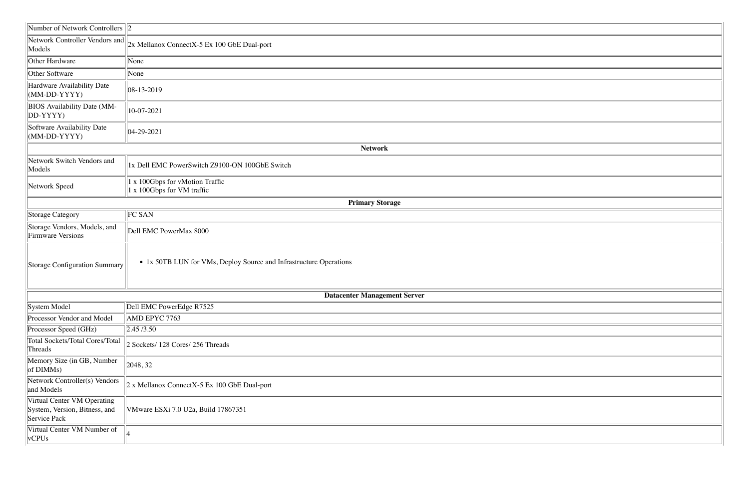| | |
|---|---|
| Number of Network Controllers | 2 |
| Network Controller Vendors and Models | 2x Mellanox ConnectX-5 Ex 100 GbE Dual-port |
| Other Hardware | None |
| Other Software | None |
| Hardware Availability Date (MM-DD-YYYY) | 08-13-2019 |
| BIOS Availability Date (MM-DD-YYYY) | 10-07-2021 |
| Software Availability Date (MM-DD-YYYY) | 04-29-2021 |
| **Network** | |
| Network Switch Vendors and Models | 1x Dell EMC PowerSwitch Z9100-ON 100GbE Switch |
| Network Speed | 1 x 100Gbps for vMotion Traffic<br>1 x 100Gbps for VM traffic |
| **Primary Storage** | |
| Storage Category | FC SAN |
| Storage Vendors, Models, and Firmware Versions | Dell EMC PowerMax 8000 |
| Storage Configuration Summary | • 1x 50TB LUN for VMs, Deploy Source and Infrastructure Operations |
| **Datacenter Management Server** | |
| System Model | Dell EMC PowerEdge R7525 |
| Processor Vendor and Model | AMD EPYC 7763 |
| Processor Speed (GHz) | 2.45 /3.50 |
| Total Sockets/Total Cores/Total Threads | 2 Sockets/ 128 Cores/ 256 Threads |
| Memory Size (in GB, Number of DIMMs) | 2048, 32 |
| Network Controller(s) Vendors and Models | 2 x Mellanox ConnectX-5 Ex 100 GbE Dual-port |
| Virtual Center VM Operating System, Version, Bitness, and Service Pack | VMware ESXi 7.0 U2a, Build 17867351 |
| Virtual Center VM Number of vCPUs | 4 |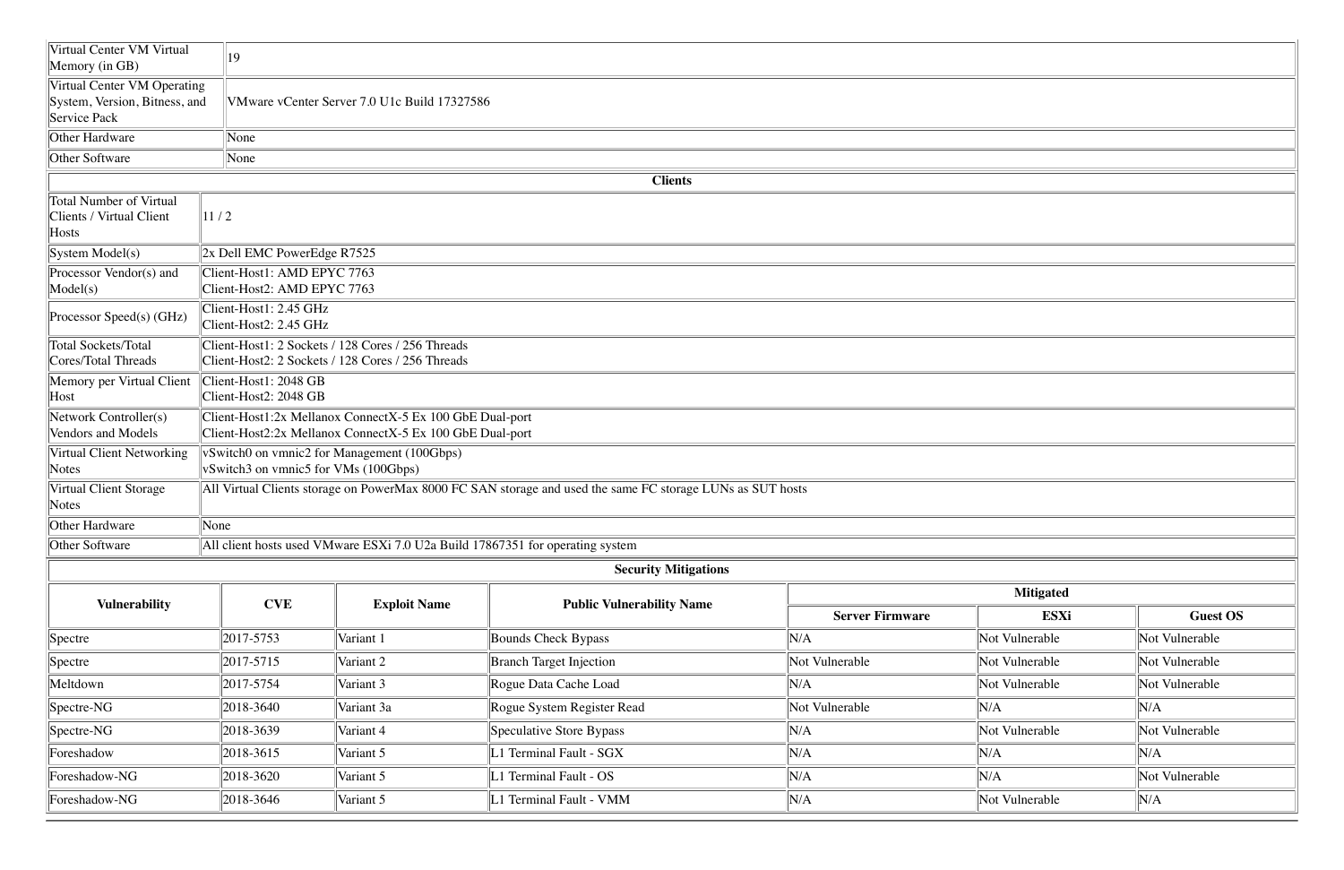| | |
|---|---|
| Virtual Center VM Virtual Memory (in GB) | 19 |
| Virtual Center VM Operating System, Version, Bitness, and Service Pack | VMware vCenter Server 7.0 U1c Build 17327586 |
| Other Hardware | None |
| Other Software | None |

**Clients**

| | |
|---|---|
| Total Number of Virtual Clients / Virtual Client Hosts | 11 / 2 |
| System Model(s) | 2x Dell EMC PowerEdge R7525 |
| Processor Vendor(s) and Model(s) | Client-Host1: AMD EPYC 7763<br>Client-Host2: AMD EPYC 7763 |
| Processor Speed(s) (GHz) | Client-Host1: 2.45 GHz<br>Client-Host2: 2.45 GHz |
| Total Sockets/Total Cores/Total Threads | Client-Host1: 2 Sockets / 128 Cores / 256 Threads<br>Client-Host2: 2 Sockets / 128 Cores / 256 Threads |
| Memory per Virtual Client Host | Client-Host1: 2048 GB<br>Client-Host2: 2048 GB |
| Network Controller(s) Vendors and Models | Client-Host1:2x Mellanox ConnectX-5 Ex 100 GbE Dual-port<br>Client-Host2:2x Mellanox ConnectX-5 Ex 100 GbE Dual-port |
| Virtual Client Networking Notes | vSwitch0 on vmnic2 for Management (100Gbps)<br>vSwitch3 on vmnic5 for VMs (100Gbps) |
| Virtual Client Storage Notes | All Virtual Clients storage on PowerMax 8000 FC SAN storage and used the same FC storage LUNs as SUT hosts |
| Other Hardware | None |
| Other Software | All client hosts used VMware ESXi 7.0 U2a Build 17867351 for operating system |

**Security Mitigations**

| Vulnerability | CVE | Exploit Name | Public Vulnerability Name | Mitigated | | |
|---|---|---|---|---|---|---|
| | | | | Server Firmware | ESXi | Guest OS |
| Spectre | 2017-5753 | Variant 1 | Bounds Check Bypass | N/A | Not Vulnerable | Not Vulnerable |
| Spectre | 2017-5715 | Variant 2 | Branch Target Injection | Not Vulnerable | Not Vulnerable | Not Vulnerable |
| Meltdown | 2017-5754 | Variant 3 | Rogue Data Cache Load | N/A | Not Vulnerable | Not Vulnerable |
| Spectre-NG | 2018-3640 | Variant 3a | Rogue System Register Read | Not Vulnerable | N/A | N/A |
| Spectre-NG | 2018-3639 | Variant 4 | Speculative Store Bypass | N/A | Not Vulnerable | Not Vulnerable |
| Foreshadow | 2018-3615 | Variant 5 | L1 Terminal Fault - SGX | N/A | N/A | N/A |
| Foreshadow-NG | 2018-3620 | Variant 5 | L1 Terminal Fault - OS | N/A | N/A | Not Vulnerable |
| Foreshadow-NG | 2018-3646 | Variant 5 | L1 Terminal Fault - VMM | N/A | Not Vulnerable | N/A |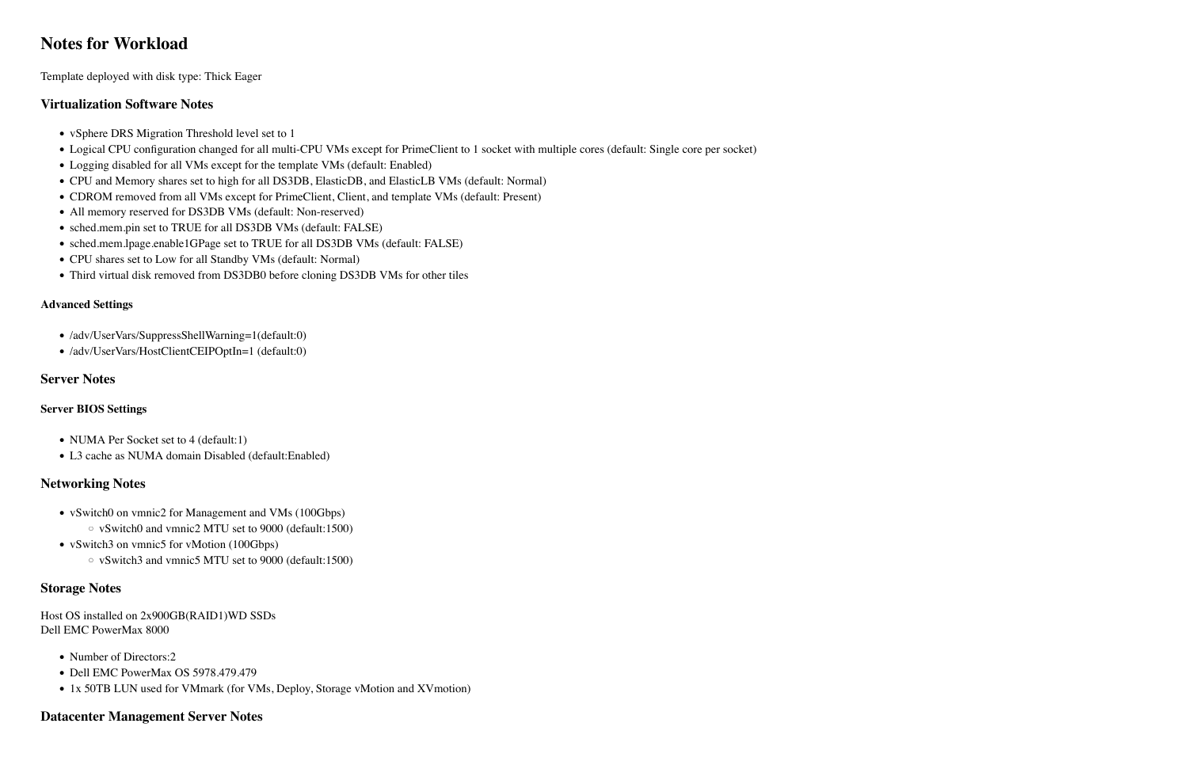## Notes for Workload

Template deployed with disk type: Thick Eager

### Virtualization Software Notes

- vSphere DRS Migration Threshold level set to 1
- Logical CPU configuration changed for all multi-CPU VMs except for PrimeClient to 1 socket with multiple cores (default: Single core per socket)
- Logging disabled for all VMs except for the template VMs (default: Enabled)
- CPU and Memory shares set to high for all DS3DB, ElasticDB, and ElasticLB VMs (default: Normal)
- CDROM removed from all VMs except for PrimeClient, Client, and template VMs (default: Present)
- All memory reserved for DS3DB VMs (default: Non-reserved)
- sched.mem.pin set to TRUE for all DS3DB VMs (default: FALSE)
- sched.mem.lpage.enable1GPage set to TRUE for all DS3DB VMs (default: FALSE)
- CPU shares set to Low for all Standby VMs (default: Normal)
- Third virtual disk removed from DS3DB0 before cloning DS3DB VMs for other tiles

#### Advanced Settings

- /adv/UserVars/SuppressShellWarning=1(default:0)
- /adv/UserVars/HostClientCEIPOptIn=1 (default:0)

### Server Notes

#### Server BIOS Settings

- NUMA Per Socket set to 4 (default:1)
- L3 cache as NUMA domain Disabled (default:Enabled)

### Networking Notes

- vSwitch0 on vmnic2 for Management and VMs (100Gbps)
  - vSwitch0 and vmnic2 MTU set to 9000 (default:1500)
- vSwitch3 on vmnic5 for vMotion (100Gbps)
  - vSwitch3 and vmnic5 MTU set to 9000 (default:1500)

### Storage Notes

Host OS installed on 2x900GB(RAID1)WD SSDs
Dell EMC PowerMax 8000

- Number of Directors:2
- Dell EMC PowerMax OS 5978.479.479
- 1x 50TB LUN used for VMmark (for VMs, Deploy, Storage vMotion and XVmotion)

### Datacenter Management Server Notes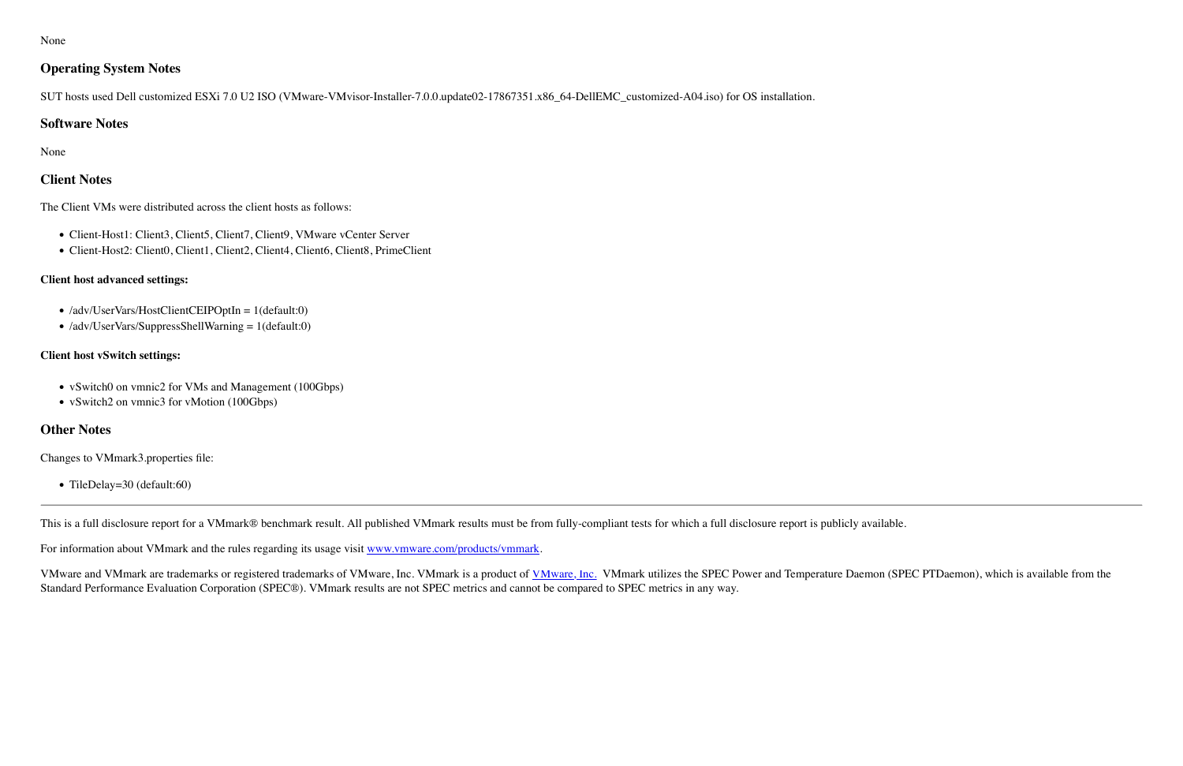None

### Operating System Notes

SUT hosts used Dell customized ESXi 7.0 U2 ISO (VMware-VMvisor-Installer-7.0.0.update02-17867351.x86_64-DellEMC_customized-A04.iso) for OS installation.

### Software Notes

None

### Client Notes

The Client VMs were distributed across the client hosts as follows:

- Client-Host1: Client3, Client5, Client7, Client9, VMware vCenter Server
- Client-Host2: Client0, Client1, Client2, Client4, Client6, Client8, PrimeClient

#### Client host advanced settings:

- /adv/UserVars/HostClientCEIPOptIn = 1(default:0)
- /adv/UserVars/SuppressShellWarning = 1(default:0)

#### Client host vSwitch settings:

- vSwitch0 on vmnic2 for VMs and Management (100Gbps)
- vSwitch2 on vmnic3 for vMotion (100Gbps)

### Other Notes

Changes to VMmark3.properties file:

- TileDelay=30 (default:60)

---

This is a full disclosure report for a VMmark® benchmark result. All published VMmark results must be from fully-compliant tests for which a full disclosure report is publicly available.

For information about VMmark and the rules regarding its usage visit [www.vmware.com/products/vmmark](www.vmware.com/products/vmmark).

VMware and VMmark are trademarks or registered trademarks of VMware, Inc. VMmark is a product of VMware, Inc. VMmark utilizes the SPEC Power and Temperature Daemon (SPEC PTDaemon), which is available from the Standard Performance Evaluation Corporation (SPEC®). VMmark results are not SPEC metrics and cannot be compared to SPEC metrics in any way.